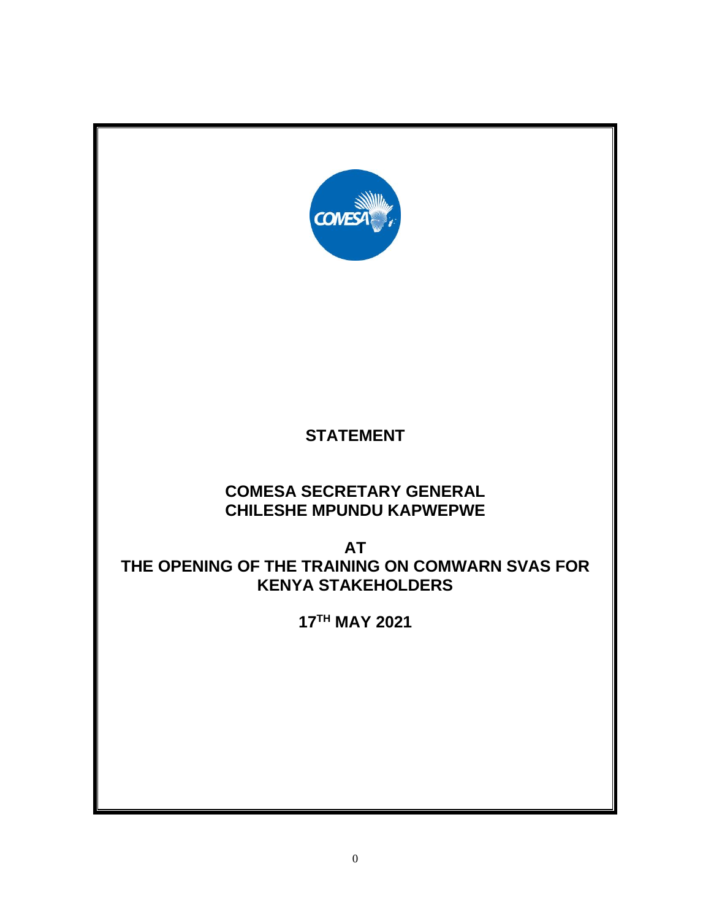# STATEMENT

## COMESA SECRETARY GENERAL
## CHILESHE MPUNDU KAPWEPWE

## AT
## THE OPENING OF THE TRAINING ON COMWARN SVAS FOR KENYA STAKEHOLDERS

## 17TH MAY 2021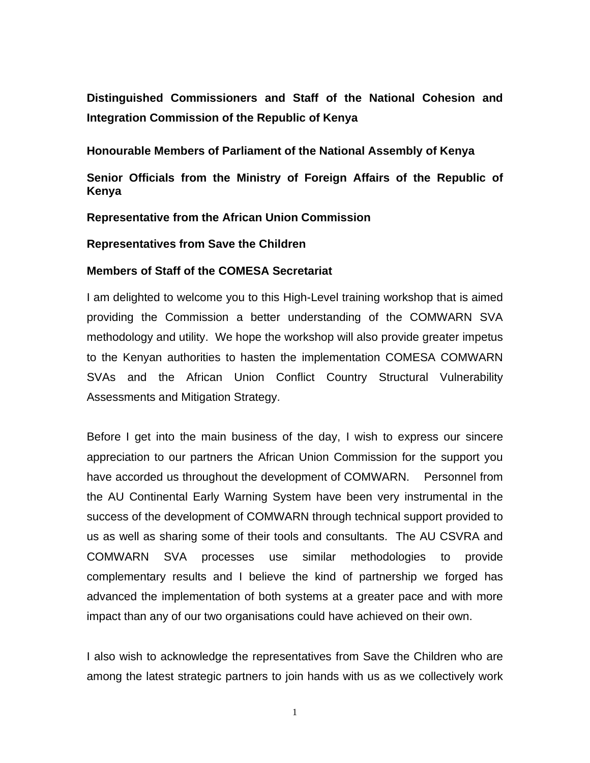**Distinguished Commissioners and Staff of the National Cohesion and Integration Commission of the Republic of Kenya**

**Honourable Members of Parliament of the National Assembly of Kenya**

**Senior Officials from the Ministry of Foreign Affairs of the Republic of Kenya**

**Representative from the African Union Commission**

**Representatives from Save the Children**

**Members of Staff of the COMESA Secretariat**

I am delighted to welcome you to this High-Level training workshop that is aimed providing the Commission a better understanding of the COMWARN SVA methodology and utility. We hope the workshop will also provide greater impetus to the Kenyan authorities to hasten the implementation COMESA COMWARN SVAs and the African Union Conflict Country Structural Vulnerability Assessments and Mitigation Strategy.

Before I get into the main business of the day, I wish to express our sincere appreciation to our partners the African Union Commission for the support you have accorded us throughout the development of COMWARN. Personnel from the AU Continental Early Warning System have been very instrumental in the success of the development of COMWARN through technical support provided to us as well as sharing some of their tools and consultants. The AU CSVRA and COMWARN SVA processes use similar methodologies to provide complementary results and I believe the kind of partnership we forged has advanced the implementation of both systems at a greater pace and with more impact than any of our two organisations could have achieved on their own.

I also wish to acknowledge the representatives from Save the Children who are among the latest strategic partners to join hands with us as we collectively work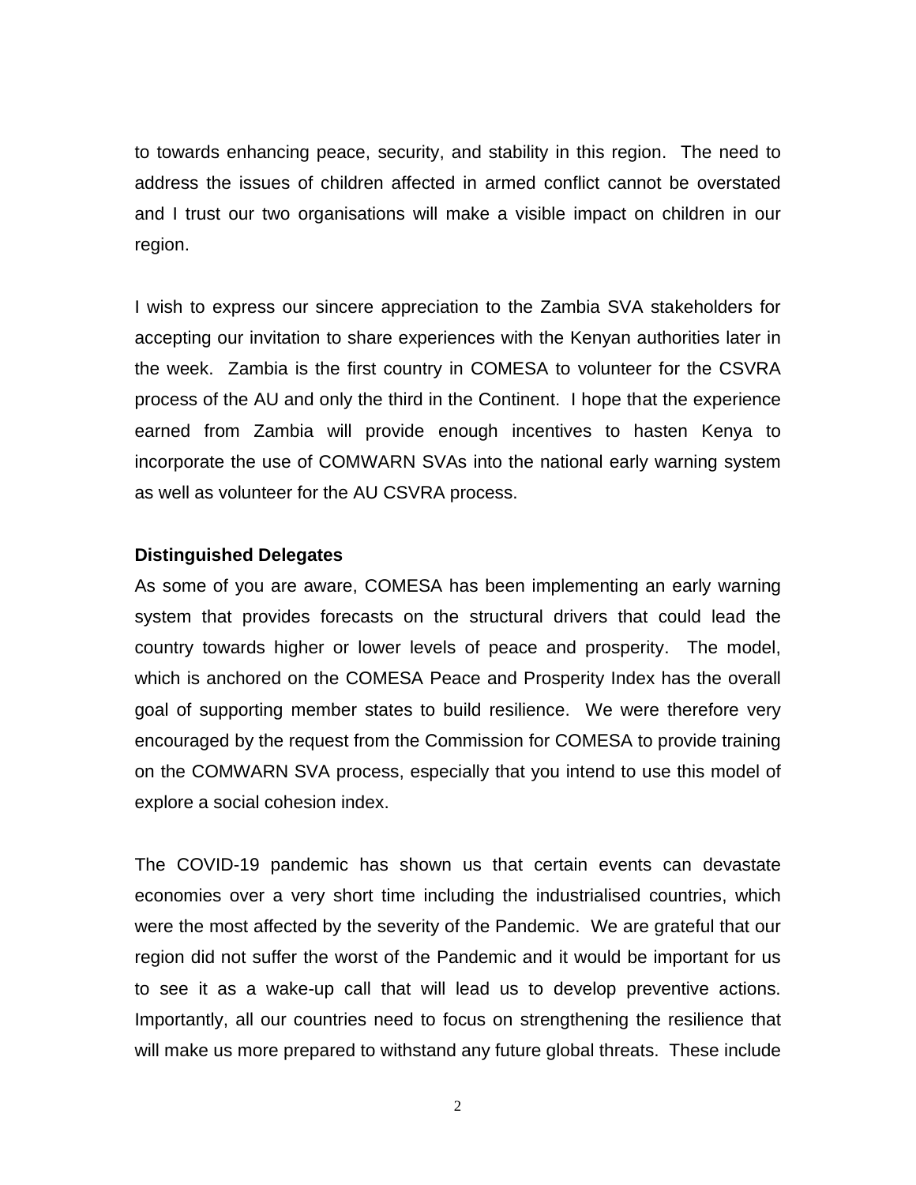to towards enhancing peace, security, and stability in this region. The need to address the issues of children affected in armed conflict cannot be overstated and I trust our two organisations will make a visible impact on children in our region.

I wish to express our sincere appreciation to the Zambia SVA stakeholders for accepting our invitation to share experiences with the Kenyan authorities later in the week. Zambia is the first country in COMESA to volunteer for the CSVRA process of the AU and only the third in the Continent. I hope that the experience earned from Zambia will provide enough incentives to hasten Kenya to incorporate the use of COMWARN SVAs into the national early warning system as well as volunteer for the AU CSVRA process.

**Distinguished Delegates**

As some of you are aware, COMESA has been implementing an early warning system that provides forecasts on the structural drivers that could lead the country towards higher or lower levels of peace and prosperity. The model, which is anchored on the COMESA Peace and Prosperity Index has the overall goal of supporting member states to build resilience. We were therefore very encouraged by the request from the Commission for COMESA to provide training on the COMWARN SVA process, especially that you intend to use this model of explore a social cohesion index.

The COVID-19 pandemic has shown us that certain events can devastate economies over a very short time including the industrialised countries, which were the most affected by the severity of the Pandemic. We are grateful that our region did not suffer the worst of the Pandemic and it would be important for us to see it as a wake-up call that will lead us to develop preventive actions. Importantly, all our countries need to focus on strengthening the resilience that will make us more prepared to withstand any future global threats. These include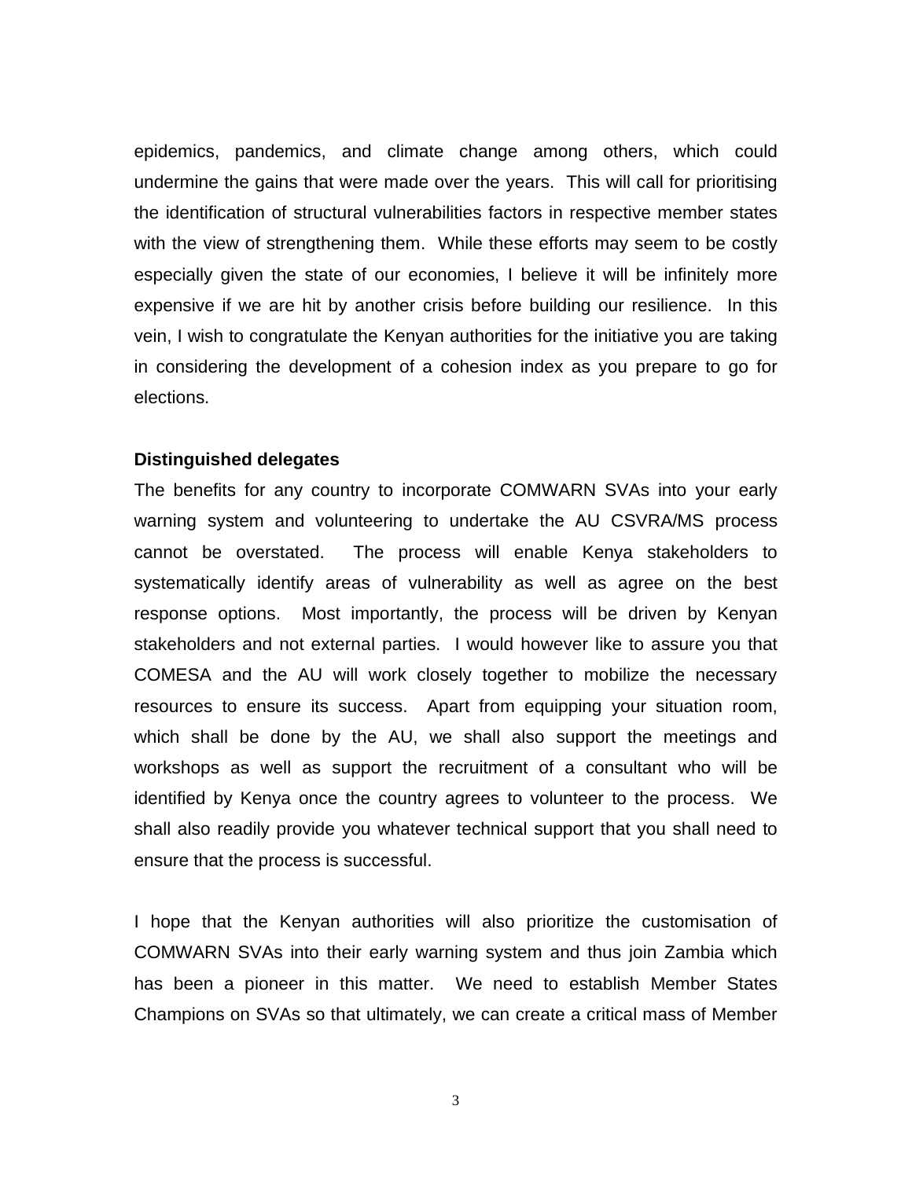epidemics, pandemics, and climate change among others, which could undermine the gains that were made over the years. This will call for prioritising the identification of structural vulnerabilities factors in respective member states with the view of strengthening them. While these efforts may seem to be costly especially given the state of our economies, I believe it will be infinitely more expensive if we are hit by another crisis before building our resilience. In this vein, I wish to congratulate the Kenyan authorities for the initiative you are taking in considering the development of a cohesion index as you prepare to go for elections.

**Distinguished delegates**

The benefits for any country to incorporate COMWARN SVAs into your early warning system and volunteering to undertake the AU CSVRA/MS process cannot be overstated. The process will enable Kenya stakeholders to systematically identify areas of vulnerability as well as agree on the best response options. Most importantly, the process will be driven by Kenyan stakeholders and not external parties. I would however like to assure you that COMESA and the AU will work closely together to mobilize the necessary resources to ensure its success. Apart from equipping your situation room, which shall be done by the AU, we shall also support the meetings and workshops as well as support the recruitment of a consultant who will be identified by Kenya once the country agrees to volunteer to the process. We shall also readily provide you whatever technical support that you shall need to ensure that the process is successful.

I hope that the Kenyan authorities will also prioritize the customisation of COMWARN SVAs into their early warning system and thus join Zambia which has been a pioneer in this matter. We need to establish Member States Champions on SVAs so that ultimately, we can create a critical mass of Member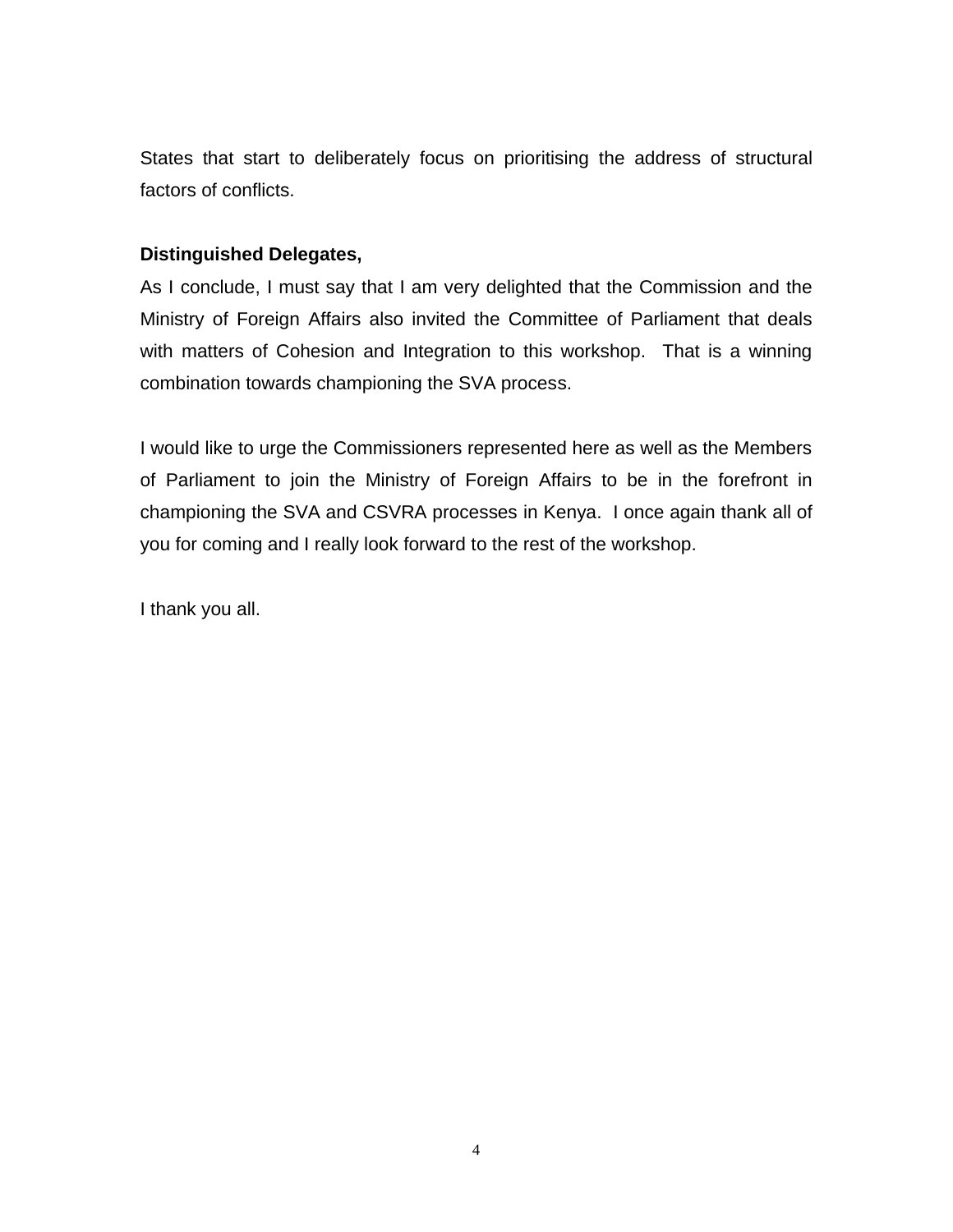States that start to deliberately focus on prioritising the address of structural factors of conflicts.

**Distinguished Delegates,**

As I conclude, I must say that I am very delighted that the Commission and the Ministry of Foreign Affairs also invited the Committee of Parliament that deals with matters of Cohesion and Integration to this workshop.  That is a winning combination towards championing the SVA process.

I would like to urge the Commissioners represented here as well as the Members of Parliament to join the Ministry of Foreign Affairs to be in the forefront in championing the SVA and CSVRA processes in Kenya.  I once again thank all of you for coming and I really look forward to the rest of the workshop.

I thank you all.